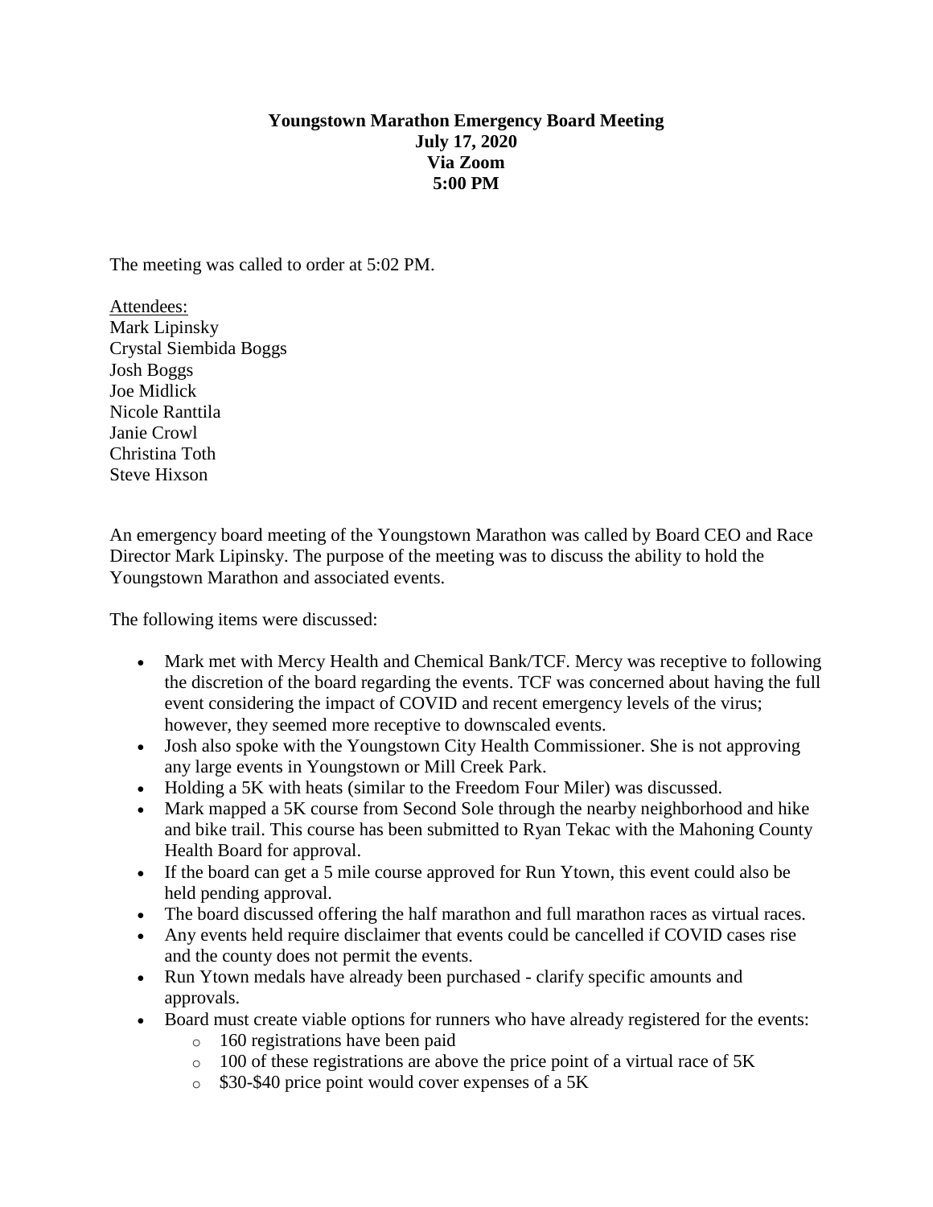**Youngstown Marathon Emergency Board Meeting**
**July 17, 2020**
**Via Zoom**
**5:00 PM**

The meeting was called to order at 5:02 PM.

Attendees:
Mark Lipinsky
Crystal Siembida Boggs
Josh Boggs
Joe Midlick
Nicole Ranttila
Janie Crowl
Christina Toth
Steve Hixson

An emergency board meeting of the Youngstown Marathon was called by Board CEO and Race Director Mark Lipinsky. The purpose of the meeting was to discuss the ability to hold the Youngstown Marathon and associated events.

The following items were discussed:

- Mark met with Mercy Health and Chemical Bank/TCF. Mercy was receptive to following the discretion of the board regarding the events. TCF was concerned about having the full event considering the impact of COVID and recent emergency levels of the virus; however, they seemed more receptive to downscaled events.
- Josh also spoke with the Youngstown City Health Commissioner. She is not approving any large events in Youngstown or Mill Creek Park.
- Holding a 5K with heats (similar to the Freedom Four Miler) was discussed.
- Mark mapped a 5K course from Second Sole through the nearby neighborhood and hike and bike trail. This course has been submitted to Ryan Tekac with the Mahoning County Health Board for approval.
- If the board can get a 5 mile course approved for Run Ytown, this event could also be held pending approval.
- The board discussed offering the half marathon and full marathon races as virtual races.
- Any events held require disclaimer that events could be cancelled if COVID cases rise and the county does not permit the events.
- Run Ytown medals have already been purchased - clarify specific amounts and approvals.
- Board must create viable options for runners who have already registered for the events:
    - 160 registrations have been paid
    - 100 of these registrations are above the price point of a virtual race of 5K
    - $30-$40 price point would cover expenses of a 5K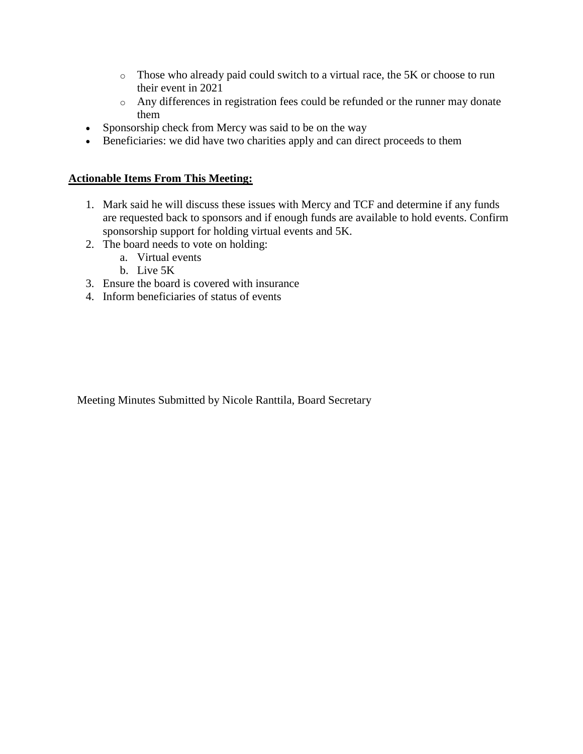- Those who already paid could switch to a virtual race, the 5K or choose to run their event in 2021
  - Any differences in registration fees could be refunded or the runner may donate them
- Sponsorship check from Mercy was said to be on the way
- Beneficiaries: we did have two charities apply and can direct proceeds to them

**Actionable Items From This Meeting:**

1. Mark said he will discuss these issues with Mercy and TCF and determine if any funds are requested back to sponsors and if enough funds are available to hold events. Confirm sponsorship support for holding virtual events and 5K.
2. The board needs to vote on holding:
   a. Virtual events
   b. Live 5K
3. Ensure the board is covered with insurance
4. Inform beneficiaries of status of events

Meeting Minutes Submitted by Nicole Ranttila, Board Secretary